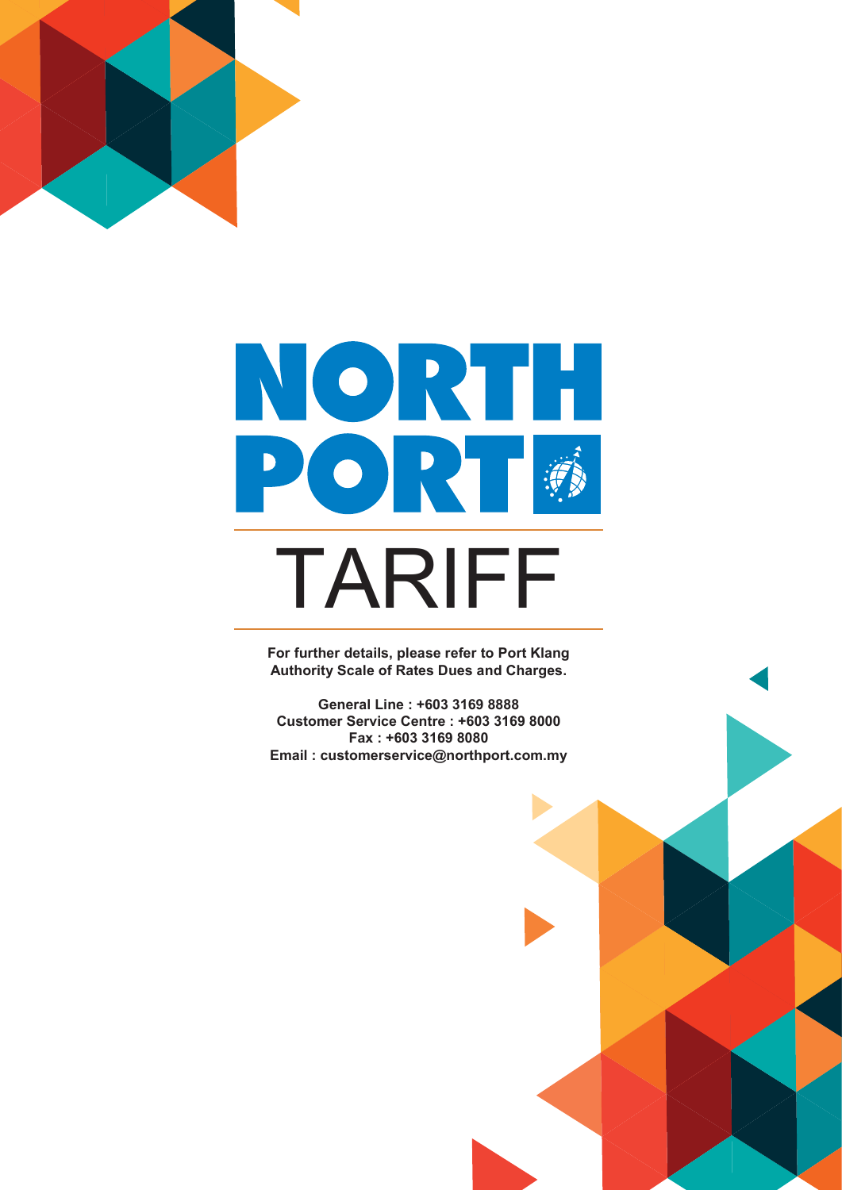# NORTH PORT

# TARIFF

**For further details, please refer to Port Klang Authority Scale of Rates Dues and Charges.**

**General Line : +603 3169 8888**
**Customer Service Centre : +603 3169 8000**
**Fax : +603 3169 8080**
**Email : customerservice@northport.com.my**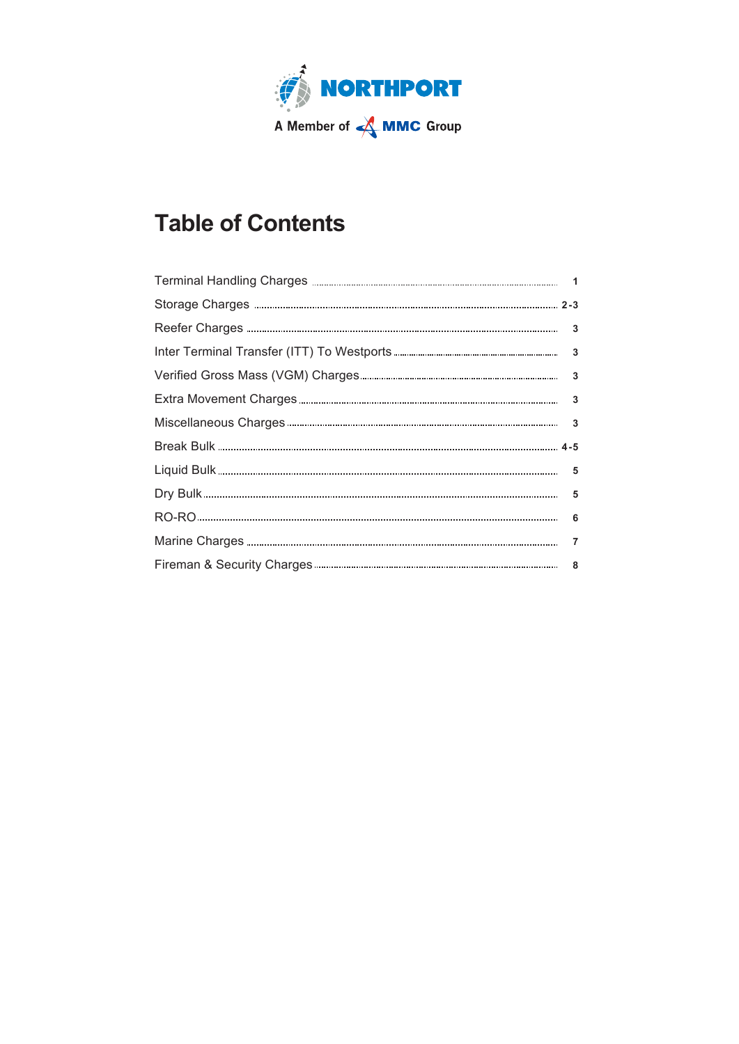NORTHPORT

A Member of MMC Group

# Table of Contents

| Section | Page |
|---|---|
| Terminal Handling Charges | 1 |
| Storage Charges | 2-3 |
| Reefer Charges | 3 |
| Inter Terminal Transfer (ITT) To Westports | 3 |
| Verified Gross Mass (VGM) Charges | 3 |
| Extra Movement Charges | 3 |
| Miscellaneous Charges | 3 |
| Break Bulk | 4-5 |
| Liquid Bulk | 5 |
| Dry Bulk | 5 |
| RO-RO | 6 |
| Marine Charges | 7 |
| Fireman & Security Charges | 8 |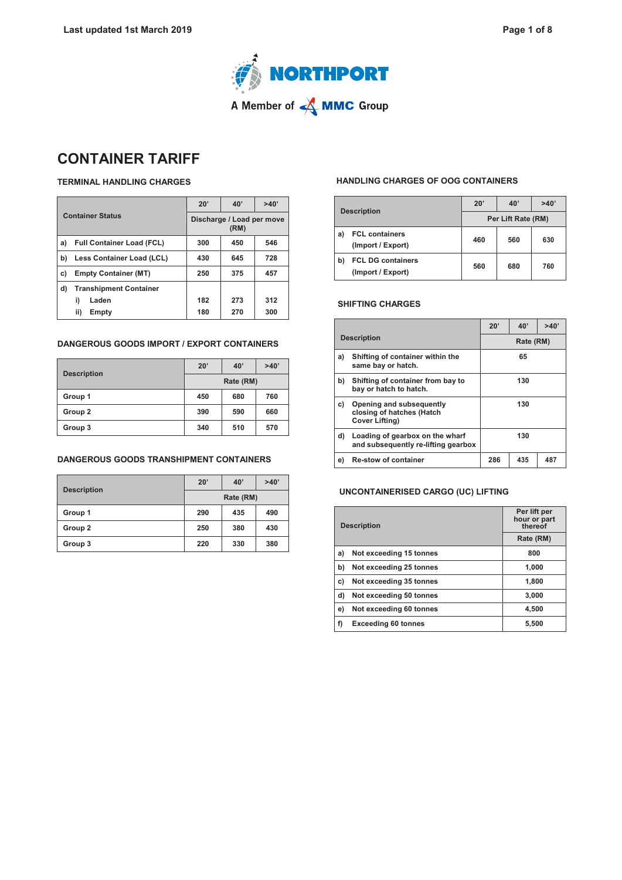# CONTAINER TARIFF

## TERMINAL HANDLING CHARGES

| Container Status | 20' | 40' | >40' |
|---|---|---|---|
| | Discharge / Load per move (RM) | | |
| a) Full Container Load (FCL) | 300 | 450 | 546 |
| b) Less Container Load (LCL) | 430 | 645 | 728 |
| c) Empty Container (MT) | 250 | 375 | 457 |
| d) Transhipment Container | | | |
| i) Laden | 182 | 273 | 312 |
| ii) Empty | 180 | 270 | 300 |

## DANGEROUS GOODS IMPORT / EXPORT CONTAINERS

| Description | 20' | 40' | >40' |
|---|---|---|---|
| | Rate (RM) | | |
| Group 1 | 450 | 680 | 760 |
| Group 2 | 390 | 590 | 660 |
| Group 3 | 340 | 510 | 570 |

## DANGEROUS GOODS TRANSHIPMENT CONTAINERS

| Description | 20' | 40' | >40' |
|---|---|---|---|
| | Rate (RM) | | |
| Group 1 | 290 | 435 | 490 |
| Group 2 | 250 | 380 | 430 |
| Group 3 | 220 | 330 | 380 |

## HANDLING CHARGES OF OOG CONTAINERS

| Description | 20' | 40' | >40' |
|---|---|---|---|
| | Per Lift Rate (RM) | | |
| a) FCL containers (Import / Export) | 460 | 560 | 630 |
| b) FCL DG containers (Import / Export) | 560 | 680 | 760 |

## SHIFTING CHARGES

| Description | 20' | 40' | >40' |
|---|---|---|---|
| | Rate (RM) | | |
| a) Shifting of container within the same bay or hatch. | 65 | | |
| b) Shifting of container from bay to bay or hatch to hatch. | 130 | | |
| c) Opening and subsequently closing of hatches (Hatch Cover Lifting) | 130 | | |
| d) Loading of gearbox on the wharf and subsequently re-lifting gearbox | 130 | | |
| e) Re-stow of container | 286 | 435 | 487 |

## UNCONTAINERISED CARGO (UC) LIFTING

| Description | Per lift per hour or part thereof |
|---|---|
| | Rate (RM) |
| a) Not exceeding 15 tonnes | 800 |
| b) Not exceeding 25 tonnes | 1,000 |
| c) Not exceeding 35 tonnes | 1,800 |
| d) Not exceeding 50 tonnes | 3,000 |
| e) Not exceeding 60 tonnes | 4,500 |
| f) Exceeding 60 tonnes | 5,500 |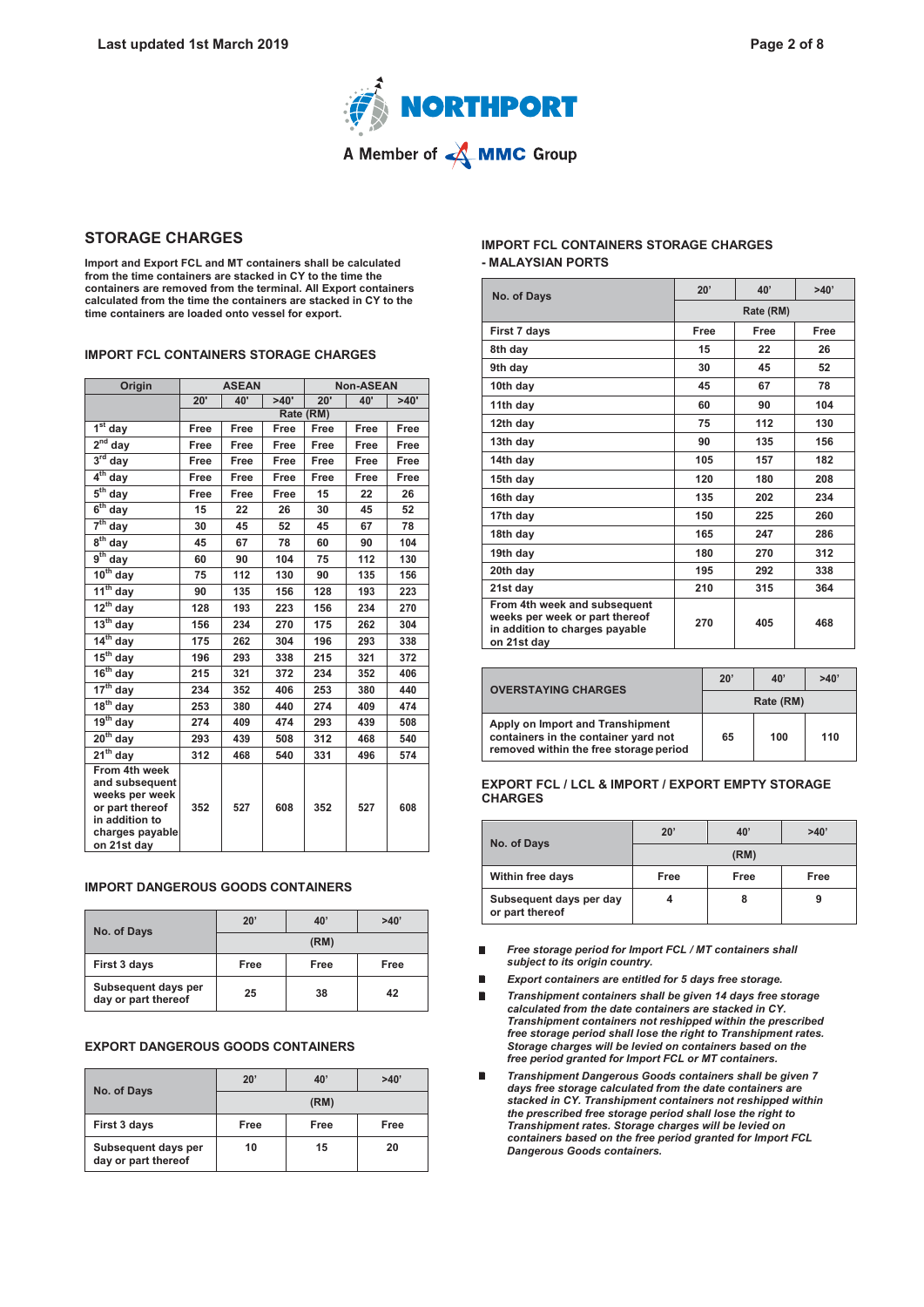## STORAGE CHARGES

**Import and Export FCL and MT containers shall be calculated from the time containers are stacked in CY to the time the containers are removed from the terminal. All Export containers calculated from the time the containers are stacked in CY to the time containers are loaded onto vessel for export.**

### IMPORT FCL CONTAINERS STORAGE CHARGES

| Origin | ASEAN | | | Non-ASEAN | | |
|---|---|---|---|---|---|---|
| | 20' | 40' | >40' | 20' | 40' | >40' |
| | Rate (RM) | | | | | |
| 1st day | Free | Free | Free | Free | Free | Free |
| 2nd day | Free | Free | Free | Free | Free | Free |
| 3rd day | Free | Free | Free | Free | Free | Free |
| 4th day | Free | Free | Free | Free | Free | Free |
| 5th day | Free | Free | Free | 15 | 22 | 26 |
| 6th day | 15 | 22 | 26 | 30 | 45 | 52 |
| 7th day | 30 | 45 | 52 | 45 | 67 | 78 |
| 8th day | 45 | 67 | 78 | 60 | 90 | 104 |
| 9th day | 60 | 90 | 104 | 75 | 112 | 130 |
| 10th day | 75 | 112 | 130 | 90 | 135 | 156 |
| 11th day | 90 | 135 | 156 | 128 | 193 | 223 |
| 12th day | 128 | 193 | 223 | 156 | 234 | 270 |
| 13th day | 156 | 234 | 270 | 175 | 262 | 304 |
| 14th day | 175 | 262 | 304 | 196 | 293 | 338 |
| 15th day | 196 | 293 | 338 | 215 | 321 | 372 |
| 16th day | 215 | 321 | 372 | 234 | 352 | 406 |
| 17th day | 234 | 352 | 406 | 253 | 380 | 440 |
| 18th day | 253 | 380 | 440 | 274 | 409 | 474 |
| 19th day | 274 | 409 | 474 | 293 | 439 | 508 |
| 20th day | 293 | 439 | 508 | 312 | 468 | 540 |
| 21st day | 312 | 468 | 540 | 331 | 496 | 574 |
| From 4th week and subsequent weeks per week or part thereof in addition to charges payable on 21st day | 352 | 527 | 608 | 352 | 527 | 608 |

### IMPORT DANGEROUS GOODS CONTAINERS

| No. of Days | 20' | 40' | >40' |
|---|---|---|---|
| | (RM) | | |
| First 3 days | Free | Free | Free |
| Subsequent days per day or part thereof | 25 | 38 | 42 |

### EXPORT DANGEROUS GOODS CONTAINERS

| No. of Days | 20' | 40' | >40' |
|---|---|---|---|
| | (RM) | | |
| First 3 days | Free | Free | Free |
| Subsequent days per day or part thereof | 10 | 15 | 20 |

### IMPORT FCL CONTAINERS STORAGE CHARGES - MALAYSIAN PORTS

| No. of Days | 20' | 40' | >40' |
|---|---|---|---|
| | Rate (RM) | | |
| First 7 days | Free | Free | Free |
| 8th day | 15 | 22 | 26 |
| 9th day | 30 | 45 | 52 |
| 10th day | 45 | 67 | 78 |
| 11th day | 60 | 90 | 104 |
| 12th day | 75 | 112 | 130 |
| 13th day | 90 | 135 | 156 |
| 14th day | 105 | 157 | 182 |
| 15th day | 120 | 180 | 208 |
| 16th day | 135 | 202 | 234 |
| 17th day | 150 | 225 | 260 |
| 18th day | 165 | 247 | 286 |
| 19th day | 180 | 270 | 312 |
| 20th day | 195 | 292 | 338 |
| 21st day | 210 | 315 | 364 |
| From 4th week and subsequent weeks per week or part thereof in addition to charges payable on 21st day | 270 | 405 | 468 |

| OVERSTAYING CHARGES | 20' | 40' | >40' |
|---|---|---|---|
| | Rate (RM) | | |
| Apply on Import and Transhipment containers in the container yard not removed within the free storage period | 65 | 100 | 110 |

### EXPORT FCL / LCL & IMPORT / EXPORT EMPTY STORAGE CHARGES

| No. of Days | 20' | 40' | >40' |
|---|---|---|---|
| | (RM) | | |
| Within free days | Free | Free | Free |
| Subsequent days per day or part thereof | 4 | 8 | 9 |

- ***Free storage period for Import FCL / MT containers shall subject to its origin country.***
- ***Export containers are entitled for 5 days free storage.***
- ***Transhipment containers shall be given 14 days free storage calculated from the date containers are stacked in CY. Transhipment containers not reshipped within the prescribed free storage period shall lose the right to Transhipment rates. Storage charges will be levied on containers based on the free period granted for Import FCL or MT containers.***
- ***Transhipment Dangerous Goods containers shall be given 7 days free storage calculated from the date containers are stacked in CY. Transhipment containers not reshipped within the prescribed free storage period shall lose the right to Transhipment rates. Storage charges will be levied on containers based on the free period granted for Import FCL Dangerous Goods containers.***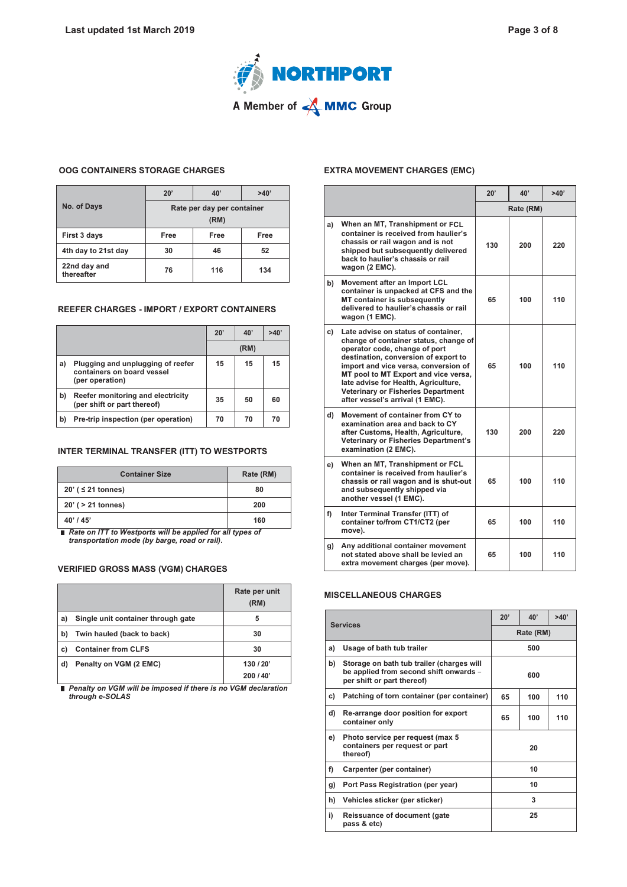## OOG CONTAINERS STORAGE CHARGES

| No. of Days | 20' | 40' | >40' |
|---|---|---|---|
| | Rate per day per container (RM) | | |
| First 3 days | Free | Free | Free |
| 4th day to 21st day | 30 | 46 | 52 |
| 22nd day and thereafter | 76 | 116 | 134 |

## REEFER CHARGES - IMPORT / EXPORT CONTAINERS

| | | 20' | 40' | >40' |
|---|---|---|---|---|
| | | (RM) | | |
| a) | Plugging and unplugging of reefer containers on board vessel (per operation) | 15 | 15 | 15 |
| b) | Reefer monitoring and electricity (per shift or part thereof) | 35 | 50 | 60 |
| b) | Pre-trip inspection (per operation) | 70 | 70 | 70 |

## INTER TERMINAL TRANSFER (ITT) TO WESTPORTS

| Container Size | Rate (RM) |
|---|---|
| 20' ( ≤ 21 tonnes) | 80 |
| 20' ( > 21 tonnes) | 200 |
| 40' / 45' | 160 |

- *Rate on ITT to Westports will be applied for all types of transportation mode (by barge, road or rail).*

## VERIFIED GROSS MASS (VGM) CHARGES

| | | Rate per unit (RM) |
|---|---|---|
| a) | Single unit container through gate | 5 |
| b) | Twin hauled (back to back) | 30 |
| c) | Container from CLFS | 30 |
| d) | Penalty on VGM (2 EMC) | 130 / 20' 200 / 40' |

- *Penalty on VGM will be imposed if there is no VGM declaration through e-SOLAS*

## EXTRA MOVEMENT CHARGES (EMC)

| | | 20' | 40' | >40' |
|---|---|---|---|---|
| | | Rate (RM) | | |
| a) | When an MT, Transhipment or FCL container is received from haulier's chassis or rail wagon and is not shipped but subsequently delivered back to haulier's chassis or rail wagon (2 EMC). | 130 | 200 | 220 |
| b) | Movement after an Import LCL container is unpacked at CFS and the MT container is subsequently delivered to haulier's chassis or rail wagon (1 EMC). | 65 | 100 | 110 |
| c) | Late advise on status of container, change of container status, change of operator code, change of port destination, conversion of export to import and vice versa, conversion of MT pool to MT Export and vice versa, late advise for Health, Agriculture, Veterinary or Fisheries Department after vessel's arrival (1 EMC). | 65 | 100 | 110 |
| d) | Movement of container from CY to examination area and back to CY after Customs, Health, Agriculture, Veterinary or Fisheries Department's examination (2 EMC). | 130 | 200 | 220 |
| e) | When an MT, Transhipment or FCL container is received from haulier's chassis or rail wagon and is shut-out and subsequently shipped via another vessel (1 EMC). | 65 | 100 | 110 |
| f) | Inter Terminal Transfer (ITT) of container to/from CT1/CT2 (per move). | 65 | 100 | 110 |
| g) | Any additional container movement not stated above shall be levied an extra movement charges (per move). | 65 | 100 | 110 |

## MISCELLANEOUS CHARGES

| | Services | 20' | 40' | >40' |
|---|---|---|---|---|
| | | Rate (RM) | | |
| a) | Usage of bath tub trailer | 500 | | |
| b) | Storage on bath tub trailer (charges will be applied from second shift onwards – per shift or part thereof) | 600 | | |
| c) | Patching of torn container (per container) | 65 | 100 | 110 |
| d) | Re-arrange door position for export container only | 65 | 100 | 110 |
| e) | Photo service per request (max 5 containers per request or part thereof) | 20 | | |
| f) | Carpenter (per container) | 10 | | |
| g) | Port Pass Registration (per year) | 10 | | |
| h) | Vehicles sticker (per sticker) | 3 | | |
| i) | Reissuance of document (gate pass & etc) | 25 | | |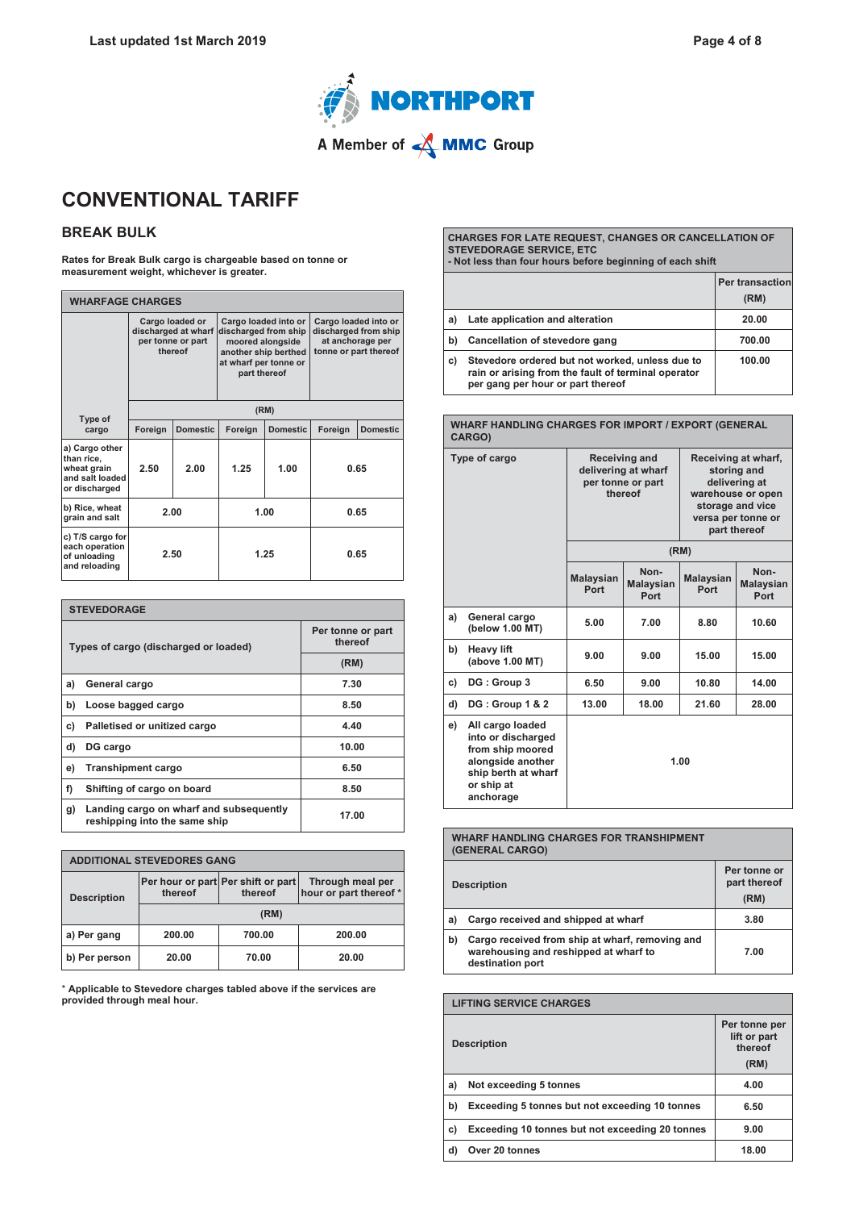# CONVENTIONAL TARIFF

## BREAK BULK

**Rates for Break Bulk cargo is chargeable based on tonne or measurement weight, whichever is greater.**

| WHARFAGE CHARGES | | | | | | |
|---|---|---|---|---|---|---|
| Type of cargo | Cargo loaded or discharged at wharf per tonne or part thereof | | Cargo loaded into or discharged from ship moored alongside another ship berthed at wharf per tonne or part thereof | | Cargo loaded into or discharged from ship at anchorage per tonne or part thereof | |
| | (RM) | | | | | |
| | Foreign | Domestic | Foreign | Domestic | Foreign | Domestic |
| a) Cargo other than rice, wheat grain and salt loaded or discharged | 2.50 | 2.00 | 1.25 | 1.00 | 0.65 | |
| b) Rice, wheat grain and salt | 2.00 | | 1.00 | | 0.65 | |
| c) T/S cargo for each operation of unloading and reloading | 2.50 | | 1.25 | | 0.65 | |

| STEVEDORAGE | | |
|---|---|---|
| Types of cargo (discharged or loaded) | | Per tonne or part thereof (RM) |
| a) | General cargo | 7.30 |
| b) | Loose bagged cargo | 8.50 |
| c) | Palletised or unitized cargo | 4.40 |
| d) | DG cargo | 10.00 |
| e) | Transhipment cargo | 6.50 |
| f) | Shifting of cargo on board | 8.50 |
| g) | Landing cargo on wharf and subsequently reshipping into the same ship | 17.00 |

| ADDITIONAL STEVEDORES GANG | | | |
|---|---|---|---|
| Description | Per hour or part thereof | Per shift or part thereof | Through meal per hour or part thereof * |
| | (RM) | | |
| a) Per gang | 200.00 | 700.00 | 200.00 |
| b) Per person | 20.00 | 70.00 | 20.00 |

**\* Applicable to Stevedore charges tabled above if the services are provided through meal hour.**

| CHARGES FOR LATE REQUEST, CHANGES OR CANCELLATION OF STEVEDORAGE SERVICE, ETC - Not less than four hours before beginning of each shift | | |
|---|---|---|
| | | Per transaction (RM) |
| a) | Late application and alteration | 20.00 |
| b) | Cancellation of stevedore gang | 700.00 |
| c) | Stevedore ordered but not worked, unless due to rain or arising from the fault of terminal operator per gang per hour or part thereof | 100.00 |

| WHARF HANDLING CHARGES FOR IMPORT / EXPORT (GENERAL CARGO) | | | | | |
|---|---|---|---|---|---|
| Type of cargo | Receiving and delivering at wharf per tonne or part thereof | | Receiving at wharf, storing and delivering at warehouse or open storage and vice versa per tonne or part thereof | |
| | (RM) | | | |
| | Malaysian Port | Non-Malaysian Port | Malaysian Port | Non-Malaysian Port |
| a) General cargo (below 1.00 MT) | 5.00 | 7.00 | 8.80 | 10.60 |
| b) Heavy lift (above 1.00 MT) | 9.00 | 9.00 | 15.00 | 15.00 |
| c) DG : Group 3 | 6.50 | 9.00 | 10.80 | 14.00 |
| d) DG : Group 1 & 2 | 13.00 | 18.00 | 21.60 | 28.00 |
| e) All cargo loaded into or discharged from ship moored alongside another ship berth at wharf or ship at anchorage | 1.00 | | | |

| WHARF HANDLING CHARGES FOR TRANSHIPMENT (GENERAL CARGO) | | |
|---|---|---|
| Description | | Per tonne or part thereof (RM) |
| a) | Cargo received and shipped at wharf | 3.80 |
| b) | Cargo received from ship at wharf, removing and warehousing and reshipped at wharf to destination port | 7.00 |

| LIFTING SERVICE CHARGES | | |
|---|---|---|
| Description | | Per tonne per lift or part thereof (RM) |
| a) | Not exceeding 5 tonnes | 4.00 |
| b) | Exceeding 5 tonnes but not exceeding 10 tonnes | 6.50 |
| c) | Exceeding 10 tonnes but not exceeding 20 tonnes | 9.00 |
| d) | Over 20 tonnes | 18.00 |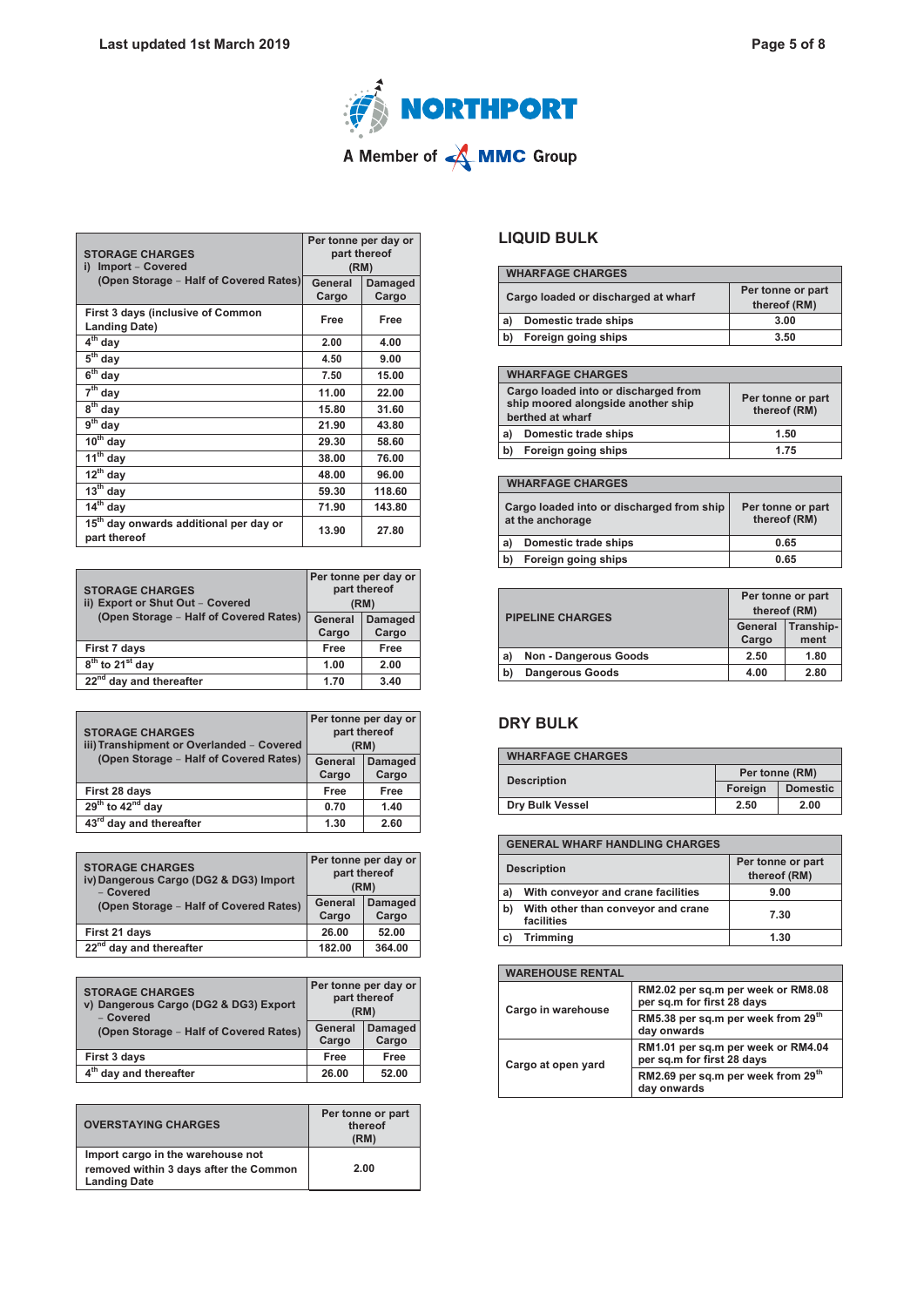| STORAGE CHARGES i) Import – Covered (Open Storage – Half of Covered Rates) | Per tonne per day or part thereof (RM) | |
|---|---|---|
| | General Cargo | Damaged Cargo |
| First 3 days (inclusive of Common Landing Date) | Free | Free |
| 4th day | 2.00 | 4.00 |
| 5th day | 4.50 | 9.00 |
| 6th day | 7.50 | 15.00 |
| 7th day | 11.00 | 22.00 |
| 8th day | 15.80 | 31.60 |
| 9th day | 21.90 | 43.80 |
| 10th day | 29.30 | 58.60 |
| 11th day | 38.00 | 76.00 |
| 12th day | 48.00 | 96.00 |
| 13th day | 59.30 | 118.60 |
| 14th day | 71.90 | 143.80 |
| 15th day onwards additional per day or part thereof | 13.90 | 27.80 |

| STORAGE CHARGES ii) Export or Shut Out – Covered (Open Storage – Half of Covered Rates) | Per tonne per day or part thereof (RM) | |
|---|---|---|
| | General Cargo | Damaged Cargo |
| First 7 days | Free | Free |
| 8th to 21st day | 1.00 | 2.00 |
| 22nd day and thereafter | 1.70 | 3.40 |

| STORAGE CHARGES iii) Transhipment or Overlanded – Covered (Open Storage – Half of Covered Rates) | Per tonne per day or part thereof (RM) | |
|---|---|---|
| | General Cargo | Damaged Cargo |
| First 28 days | Free | Free |
| 29th to 42nd day | 0.70 | 1.40 |
| 43rd day and thereafter | 1.30 | 2.60 |

| STORAGE CHARGES iv) Dangerous Cargo (DG2 & DG3) Import – Covered (Open Storage – Half of Covered Rates) | Per tonne per day or part thereof (RM) | |
|---|---|---|
| | General Cargo | Damaged Cargo |
| First 21 days | 26.00 | 52.00 |
| 22nd day and thereafter | 182.00 | 364.00 |

| STORAGE CHARGES v) Dangerous Cargo (DG2 & DG3) Export – Covered (Open Storage – Half of Covered Rates) | Per tonne per day or part thereof (RM) | |
|---|---|---|
| | General Cargo | Damaged Cargo |
| First 3 days | Free | Free |
| 4th day and thereafter | 26.00 | 52.00 |

| OVERSTAYING CHARGES | Per tonne or part thereof (RM) |
|---|---|
| Import cargo in the warehouse not removed within 3 days after the Common Landing Date | 2.00 |

## LIQUID BULK

| WHARFAGE CHARGES | |
|---|---|
| Cargo loaded or discharged at wharf | Per tonne or part thereof (RM) |
| a) Domestic trade ships | 3.00 |
| b) Foreign going ships | 3.50 |

| WHARFAGE CHARGES | |
|---|---|
| Cargo loaded into or discharged from ship moored alongside another ship berthed at wharf | Per tonne or part thereof (RM) |
| a) Domestic trade ships | 1.50 |
| b) Foreign going ships | 1.75 |

| WHARFAGE CHARGES | |
|---|---|
| Cargo loaded into or discharged from ship at the anchorage | Per tonne or part thereof (RM) |
| a) Domestic trade ships | 0.65 |
| b) Foreign going ships | 0.65 |

| PIPELINE CHARGES | Per tonne or part thereof (RM) | |
|---|---|---|
| | General Cargo | Transhipment |
| a) Non - Dangerous Goods | 2.50 | 1.80 |
| b) Dangerous Goods | 4.00 | 2.80 |

## DRY BULK

| WHARFAGE CHARGES | | |
|---|---|---|
| Description | Per tonne (RM) | |
| | Foreign | Domestic |
| Dry Bulk Vessel | 2.50 | 2.00 |

| GENERAL WHARF HANDLING CHARGES | |
|---|---|
| Description | Per tonne or part thereof (RM) |
| a) With conveyor and crane facilities | 9.00 |
| b) With other than conveyor and crane facilities | 7.30 |
| c) Trimming | 1.30 |

| WAREHOUSE RENTAL | |
|---|---|
| Cargo in warehouse | RM2.02 per sq.m per week or RM8.08 per sq.m for first 28 days |
| | RM5.38 per sq.m per week from 29th day onwards |
| Cargo at open yard | RM1.01 per sq.m per week or RM4.04 per sq.m for first 28 days |
| | RM2.69 per sq.m per week from 29th day onwards |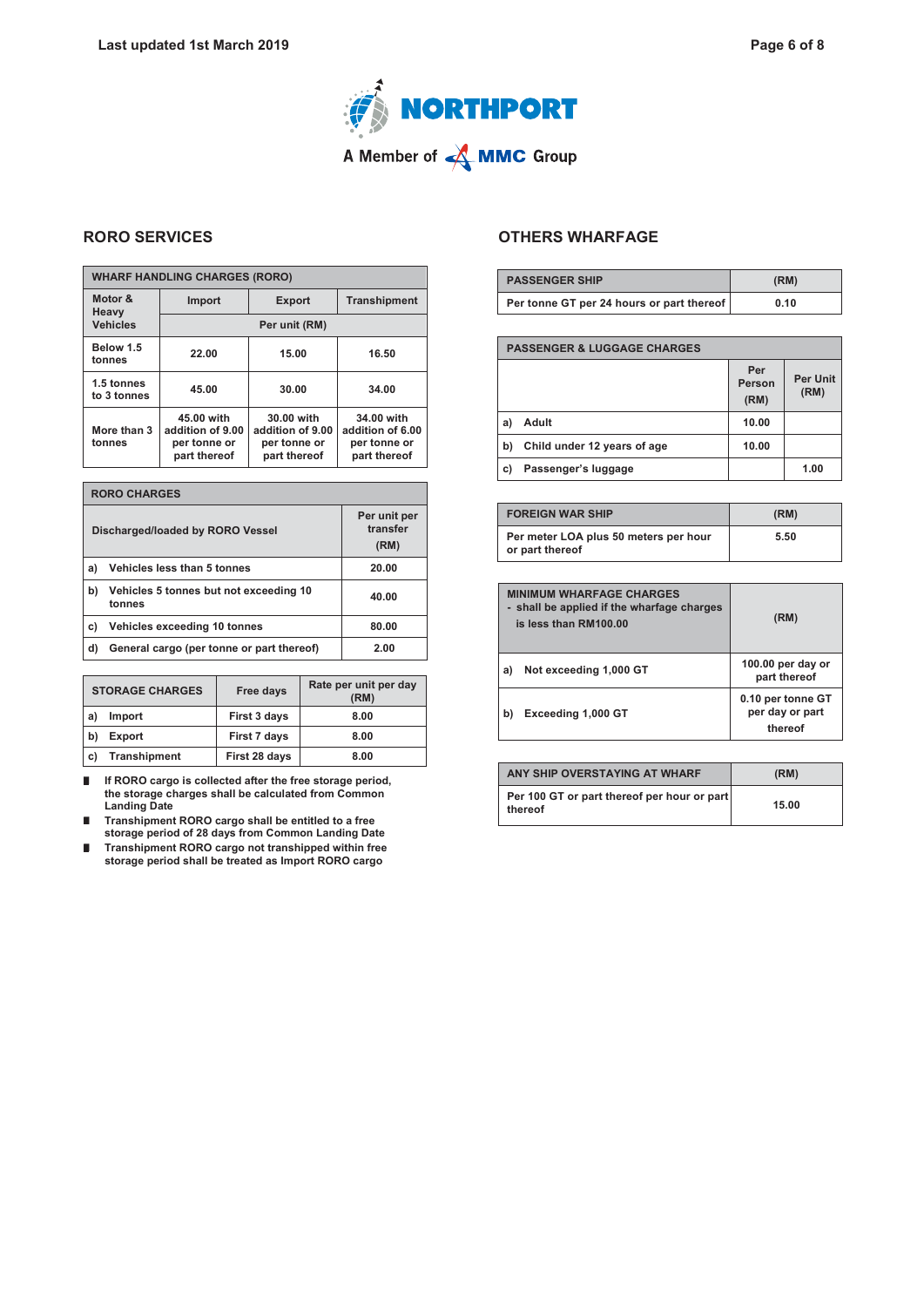## RORO SERVICES

| WHARF HANDLING CHARGES (RORO) | | | |
|---|---|---|---|
| Motor & Heavy Vehicles | Import | Export | Transhipment |
| | Per unit (RM) | | |
| Below 1.5 tonnes | 22.00 | 15.00 | 16.50 |
| 1.5 tonnes to 3 tonnes | 45.00 | 30.00 | 34.00 |
| More than 3 tonnes | 45.00 with addition of 9.00 per tonne or part thereof | 30.00 with addition of 9.00 per tonne or part thereof | 34.00 with addition of 6.00 per tonne or part thereof |

| RORO CHARGES | |
|---|---|
| Discharged/loaded by RORO Vessel | Per unit per transfer (RM) |
| a) Vehicles less than 5 tonnes | 20.00 |
| b) Vehicles 5 tonnes but not exceeding 10 tonnes | 40.00 |
| c) Vehicles exceeding 10 tonnes | 80.00 |
| d) General cargo (per tonne or part thereof) | 2.00 |

| STORAGE CHARGES | Free days | Rate per unit per day (RM) |
|---|---|---|
| a) Import | First 3 days | 8.00 |
| b) Export | First 7 days | 8.00 |
| c) Transhipment | First 28 days | 8.00 |

- If RORO cargo is collected after the free storage period, the storage charges shall be calculated from Common Landing Date
- Transhipment RORO cargo shall be entitled to a free storage period of 28 days from Common Landing Date
- Transhipment RORO cargo not transhipped within free storage period shall be treated as Import RORO cargo

## OTHERS WHARFAGE

| PASSENGER SHIP | (RM) |
|---|---|
| Per tonne GT per 24 hours or part thereof | 0.10 |

| PASSENGER & LUGGAGE CHARGES | | |
|---|---|---|
| | Per Person (RM) | Per Unit (RM) |
| a) Adult | 10.00 | |
| b) Child under 12 years of age | 10.00 | |
| c) Passenger's luggage | | 1.00 |

| FOREIGN WAR SHIP | (RM) |
|---|---|
| Per meter LOA plus 50 meters per hour or part thereof | 5.50 |

| MINIMUM WHARFAGE CHARGES - shall be applied if the wharfage charges is less than RM100.00 | (RM) |
|---|---|
| a) Not exceeding 1,000 GT | 100.00 per day or part thereof |
| b) Exceeding 1,000 GT | 0.10 per tonne GT per day or part thereof |

| ANY SHIP OVERSTAYING AT WHARF | (RM) |
|---|---|
| Per 100 GT or part thereof per hour or part thereof | 15.00 |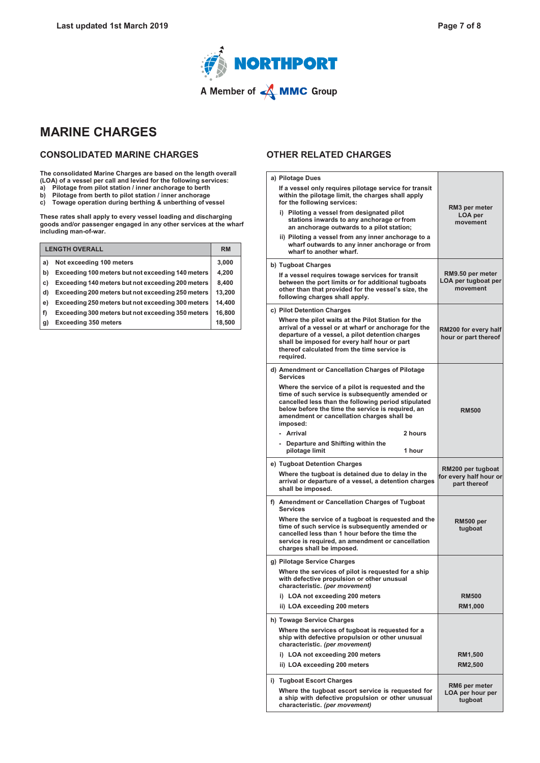NORTHPORT

A Member of MMC Group

# MARINE CHARGES

## CONSOLIDATED MARINE CHARGES

**The consolidated Marine Charges are based on the length overall (LOA) of a vessel per call and levied for the following services:**

**a) Pilotage from pilot station / inner anchorage to berth**
**b) Pilotage from berth to pilot station / inner anchorage**
**c) Towage operation during berthing & unberthing of vessel**

**These rates shall apply to every vessel loading and discharging goods and/or passenger engaged in any other services at the wharf including man-of-war.**

| | LENGTH OVERALL | RM |
|---|---|---|
| a) | Not exceeding 100 meters | 3,000 |
| b) | Exceeding 100 meters but not exceeding 140 meters | 4,200 |
| c) | Exceeding 140 meters but not exceeding 200 meters | 8,400 |
| d) | Exceeding 200 meters but not exceeding 250 meters | 13,200 |
| e) | Exceeding 250 meters but not exceeding 300 meters | 14,400 |
| f) | Exceeding 300 meters but not exceeding 350 meters | 16,800 |
| g) | Exceeding 350 meters | 18,500 |

## OTHER RELATED CHARGES

| Description | Charge |
|---|---|
| **a) Pilotage Dues**<br>If a vessel only requires pilotage service for transit within the pilotage limit, the charges shall apply for the following services:<br>i) Piloting a vessel from designated pilot stations inwards to any anchorage or from an anchorage outwards to a pilot station;<br>ii) Piloting a vessel from any inner anchorage to a wharf outwards to any inner anchorage or from wharf to another wharf. | RM3 per meter LOA per movement |
| **b) Tugboat Charges**<br>If a vessel requires towage services for transit between the port limits or for additional tugboats other than that provided for the vessel's size, the following charges shall apply. | RM9.50 per meter LOA per tugboat per movement |
| **c) Pilot Detention Charges**<br>Where the pilot waits at the Pilot Station for the arrival of a vessel or at wharf or anchorage for the departure of a vessel, a pilot detention charges shall be imposed for every half hour or part thereof calculated from the time service is required. | RM200 for every half hour or part thereof |
| **d) Amendment or Cancellation Charges of Pilotage Services**<br>Where the service of a pilot is requested and the time of such service is subsequently amended or cancelled less than the following period stipulated below before the time the service is required, an amendment or cancellation charges shall be imposed:<br>- Arrival: 2 hours<br>- Departure and Shifting within the pilotage limit: 1 hour | RM500 |
| **e) Tugboat Detention Charges**<br>Where the tugboat is detained due to delay in the arrival or departure of a vessel, a detention charges shall be imposed. | RM200 per tugboat for every half hour or part thereof |
| **f) Amendment or Cancellation Charges of Tugboat Services**<br>Where the service of a tugboat is requested and the time of such service is subsequently amended or cancelled less than 1 hour before the time the service is required, an amendment or cancellation charges shall be imposed. | RM500 per tugboat |
| **g) Pilotage Service Charges**<br>Where the services of pilot is requested for a ship with defective propulsion or other unusual characteristic. *(per movement)* | |
| i) LOA not exceeding 200 meters | RM500 |
| ii) LOA exceeding 200 meters | RM1,000 |
| **h) Towage Service Charges**<br>Where the services of tugboat is requested for a ship with defective propulsion or other unusual characteristic. *(per movement)* | |
| i) LOA not exceeding 200 meters | RM1,500 |
| ii) LOA exceeding 200 meters | RM2,500 |
| **i) Tugboat Escort Charges**<br>Where the tugboat escort service is requested for a ship with defective propulsion or other unusual characteristic. *(per movement)* | RM6 per meter LOA per hour per tugboat |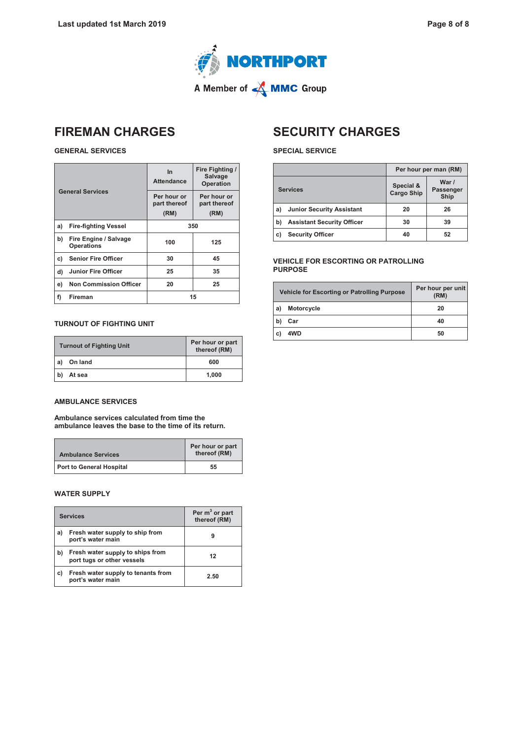NORTHPORT

A Member of MMC Group

## FIREMAN CHARGES

### GENERAL SERVICES

| General Services | In Attendance | Fire Fighting / Salvage Operation |
|---|---|---|
| | Per hour or part thereof (RM) | Per hour or part thereof (RM) |
| a) Fire-fighting Vessel | 350 | |
| b) Fire Engine / Salvage Operations | 100 | 125 |
| c) Senior Fire Officer | 30 | 45 |
| d) Junior Fire Officer | 25 | 35 |
| e) Non Commission Officer | 20 | 25 |
| f) Fireman | 15 | |

### TURNOUT OF FIGHTING UNIT

| Turnout of Fighting Unit | Per hour or part thereof (RM) |
|---|---|
| a) On land | 600 |
| b) At sea | 1,000 |

### AMBULANCE SERVICES

**Ambulance services calculated from time the ambulance leaves the base to the time of its return.**

| Ambulance Services | Per hour or part thereof (RM) |
|---|---|
| Port to General Hospital | 55 |

### WATER SUPPLY

| Services | Per m$^3$ or part thereof (RM) |
|---|---|
| a) Fresh water supply to ship from port's water main | 9 |
| b) Fresh water supply to ships from port tugs or other vessels | 12 |
| c) Fresh water supply to tenants from port's water main | 2.50 |

## SECURITY CHARGES

### SPECIAL SERVICE

| Services | Per hour per man (RM) | |
|---|---|---|
| | Special & Cargo Ship | War / Passenger Ship |
| a) Junior Security Assistant | 20 | 26 |
| b) Assistant Security Officer | 30 | 39 |
| c) Security Officer | 40 | 52 |

### VEHICLE FOR ESCORTING OR PATROLLING PURPOSE

| Vehicle for Escorting or Patrolling Purpose | Per hour per unit (RM) |
|---|---|
| a) Motorcycle | 20 |
| b) Car | 40 |
| c) 4WD | 50 |